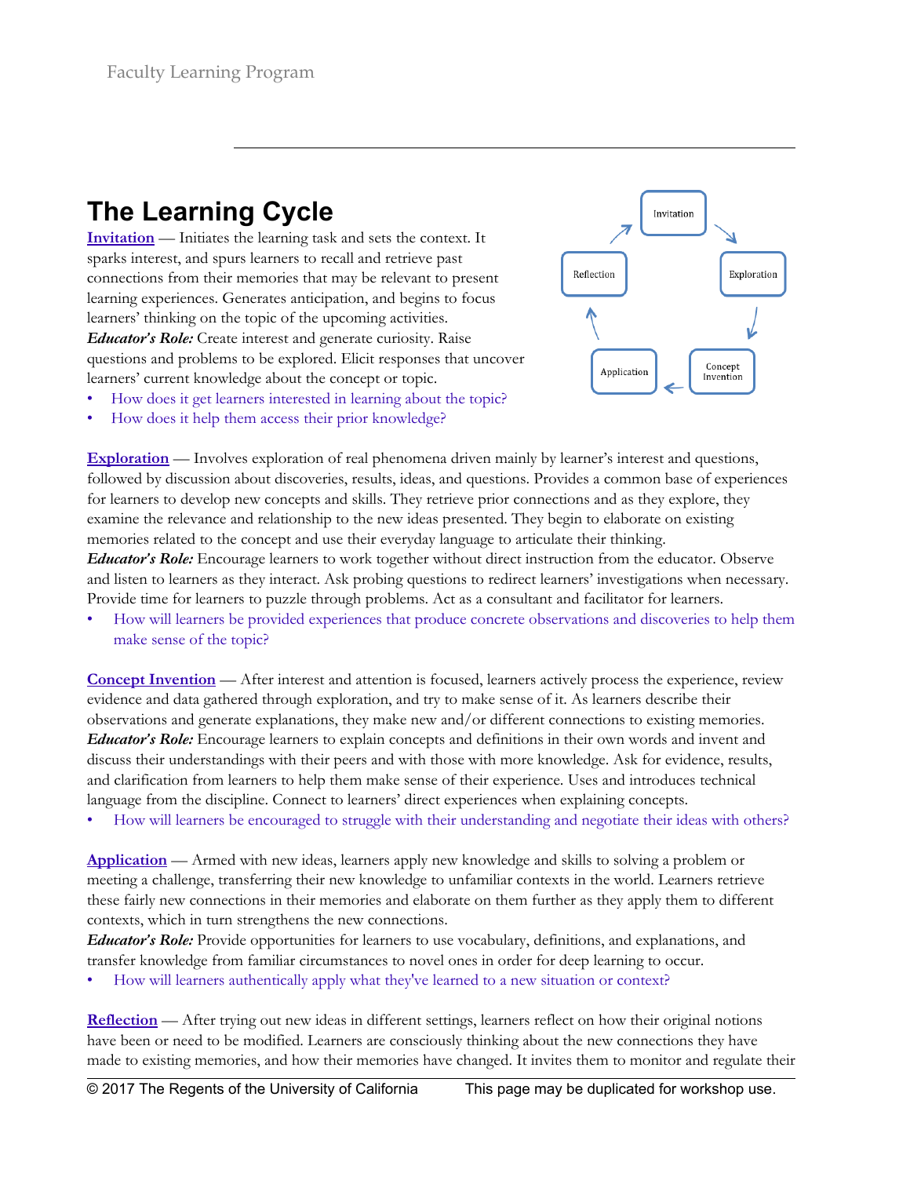# The Learning Cycle

**Invitation** — Initiates the learning task and sets the context. It sparks interest, and spurs learners to recall and retrieve past connections from their memories that may be relevant to present learning experiences. Generates anticipation, and begins to focus learners' thinking on the topic of the upcoming activities.

***Educator's Role:*** Create interest and generate curiosity. Raise questions and problems to be explored. Elicit responses that uncover learners' current knowledge about the concept or topic.

- How does it get learners interested in learning about the topic?
- How does it help them access their prior knowledge?

Invitation → Exploration → Concept Invention → Application → Reflection → Invitation

**Exploration** — Involves exploration of real phenomena driven mainly by learner's interest and questions, followed by discussion about discoveries, results, ideas, and questions. Provides a common base of experiences for learners to develop new concepts and skills. They retrieve prior connections and as they explore, they examine the relevance and relationship to the new ideas presented. They begin to elaborate on existing memories related to the concept and use their everyday language to articulate their thinking.

***Educator's Role:*** Encourage learners to work together without direct instruction from the educator. Observe and listen to learners as they interact. Ask probing questions to redirect learners' investigations when necessary. Provide time for learners to puzzle through problems. Act as a consultant and facilitator for learners.

- How will learners be provided experiences that produce concrete observations and discoveries to help them make sense of the topic?

**Concept Invention** — After interest and attention is focused, learners actively process the experience, review evidence and data gathered through exploration, and try to make sense of it. As learners describe their observations and generate explanations, they make new and/or different connections to existing memories.

***Educator's Role:*** Encourage learners to explain concepts and definitions in their own words and invent and discuss their understandings with their peers and with those with more knowledge. Ask for evidence, results, and clarification from learners to help them make sense of their experience. Uses and introduces technical language from the discipline. Connect to learners' direct experiences when explaining concepts.

- How will learners be encouraged to struggle with their understanding and negotiate their ideas with others?

**Application** — Armed with new ideas, learners apply new knowledge and skills to solving a problem or meeting a challenge, transferring their new knowledge to unfamiliar contexts in the world. Learners retrieve these fairly new connections in their memories and elaborate on them further as they apply them to different contexts, which in turn strengthens the new connections.

***Educator's Role:*** Provide opportunities for learners to use vocabulary, definitions, and explanations, and transfer knowledge from familiar circumstances to novel ones in order for deep learning to occur.

- How will learners authentically apply what they've learned to a new situation or context?

**Reflection** — After trying out new ideas in different settings, learners reflect on how their original notions have been or need to be modified. Learners are consciously thinking about the new connections they have made to existing memories, and how their memories have changed. It invites them to monitor and regulate their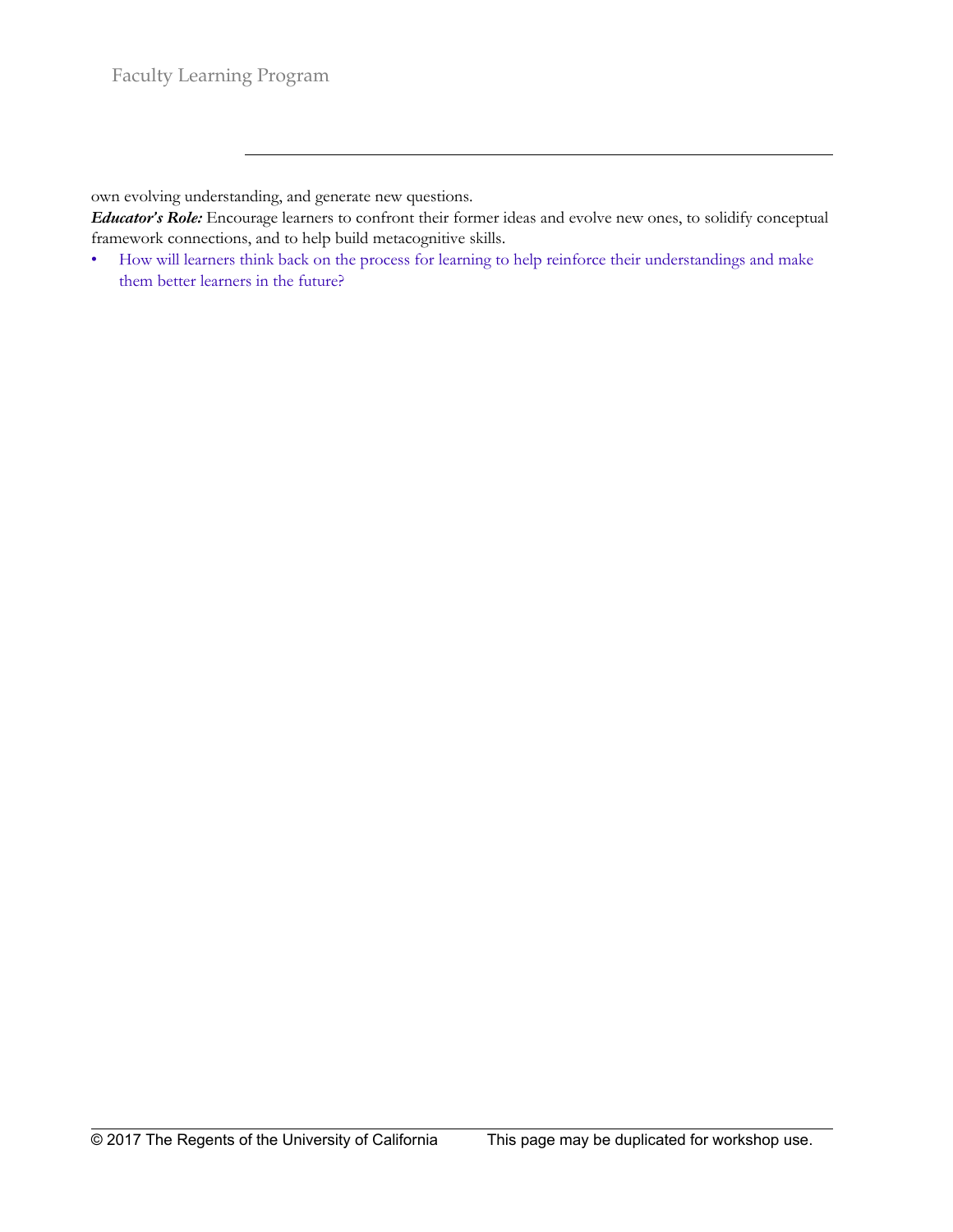own evolving understanding, and generate new questions.

***Educator's Role:*** Encourage learners to confront their former ideas and evolve new ones, to solidify conceptual framework connections, and to help build metacognitive skills.

- How will learners think back on the process for learning to help reinforce their understandings and make them better learners in the future?